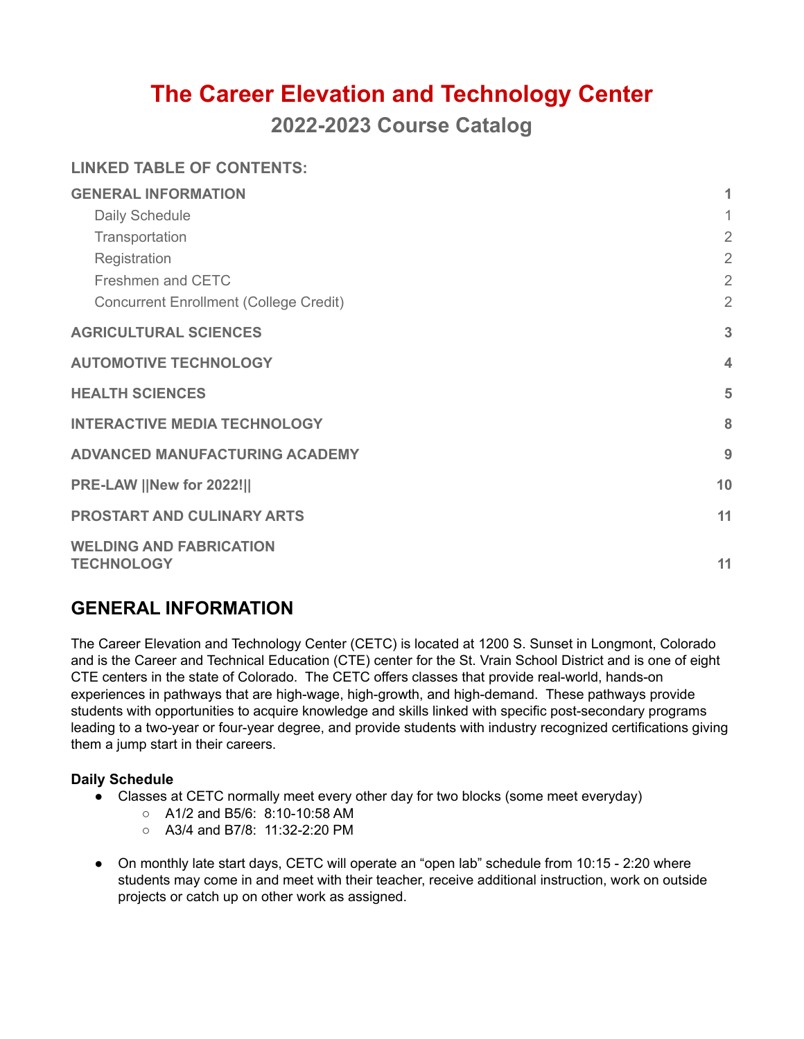# The Career Elevation and Technology Center

## 2022-2023 Course Catalog

**LINKED TABLE OF CONTENTS:**

| | |
|---|---|
| **GENERAL INFORMATION** | **1** |
| Daily Schedule | 1 |
| Transportation | 2 |
| Registration | 2 |
| Freshmen and CETC | 2 |
| Concurrent Enrollment (College Credit) | 2 |
| **AGRICULTURAL SCIENCES** | **3** |
| **AUTOMOTIVE TECHNOLOGY** | **4** |
| **HEALTH SCIENCES** | **5** |
| **INTERACTIVE MEDIA TECHNOLOGY** | **8** |
| **ADVANCED MANUFACTURING ACADEMY** | **9** |
| **PRE-LAW ||New for 2022!||** | **10** |
| **PROSTART AND CULINARY ARTS** | **11** |
| **WELDING AND FABRICATION TECHNOLOGY** | **11** |

## GENERAL INFORMATION

The Career Elevation and Technology Center (CETC) is located at 1200 S. Sunset in Longmont, Colorado and is the Career and Technical Education (CTE) center for the St. Vrain School District and is one of eight CTE centers in the state of Colorado. The CETC offers classes that provide real-world, hands-on experiences in pathways that are high-wage, high-growth, and high-demand. These pathways provide students with opportunities to acquire knowledge and skills linked with specific post-secondary programs leading to a two-year or four-year degree, and provide students with industry recognized certifications giving them a jump start in their careers.

### Daily Schedule

- Classes at CETC normally meet every other day for two blocks (some meet everyday)
  - A1/2 and B5/6: 8:10-10:58 AM
  - A3/4 and B7/8: 11:32-2:20 PM

- On monthly late start days, CETC will operate an "open lab" schedule from 10:15 - 2:20 where students may come in and meet with their teacher, receive additional instruction, work on outside projects or catch up on other work as assigned.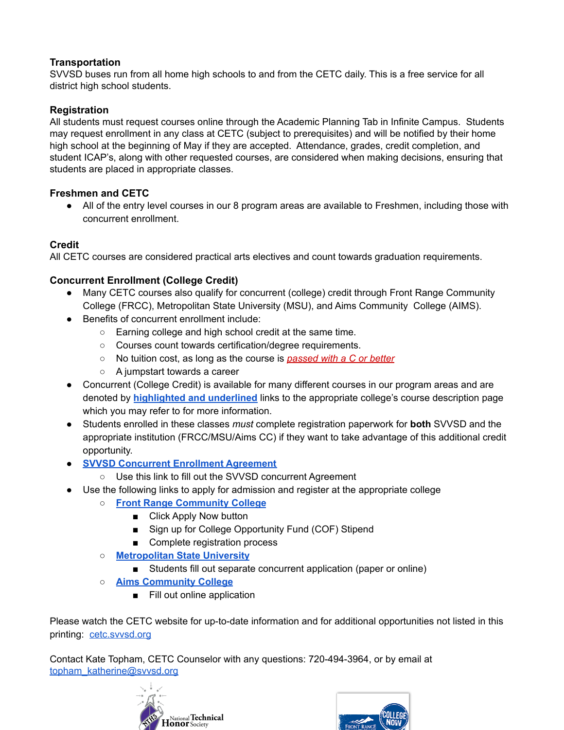**Transportation**
SVVSD buses run from all home high schools to and from the CETC daily. This is a free service for all district high school students.

**Registration**
All students must request courses online through the Academic Planning Tab in Infinite Campus. Students may request enrollment in any class at CETC (subject to prerequisites) and will be notified by their home high school at the beginning of May if they are accepted. Attendance, grades, credit completion, and student ICAP's, along with other requested courses, are considered when making decisions, ensuring that students are placed in appropriate classes.

**Freshmen and CETC**

- All of the entry level courses in our 8 program areas are available to Freshmen, including those with concurrent enrollment.

**Credit**
All CETC courses are considered practical arts electives and count towards graduation requirements.

**Concurrent Enrollment (College Credit)**

- Many CETC courses also qualify for concurrent (college) credit through Front Range Community College (FRCC), Metropolitan State University (MSU), and Aims Community College (AIMS).
- Benefits of concurrent enrollment include:
  - Earning college and high school credit at the same time.
  - Courses count towards certification/degree requirements.
  - No tuition cost, as long as the course is *passed with a C or better*
  - A jumpstart towards a career
- Concurrent (College Credit) is available for many different courses in our program areas and are denoted by **highlighted and underlined** links to the appropriate college's course description page which you may refer to for more information.
- Students enrolled in these classes *must* complete registration paperwork for **both** SVVSD and the appropriate institution (FRCC/MSU/Aims CC) if they want to take advantage of this additional credit opportunity.
- **SVVSD Concurrent Enrollment Agreement**
  - Use this link to fill out the SVVSD concurrent Agreement
- Use the following links to apply for admission and register at the appropriate college
  - **Front Range Community College**
    - Click Apply Now button
    - Sign up for College Opportunity Fund (COF) Stipend
    - Complete registration process
  - **Metropolitan State University**
    - Students fill out separate concurrent application (paper or online)
  - **Aims Community College**
    - Fill out online application

Please watch the CETC website for up-to-date information and for additional opportunities not listed in this printing: cetc.svvsd.org

Contact Kate Topham, CETC Counselor with any questions: 720-494-3964, or by email at topham_katherine@svvsd.org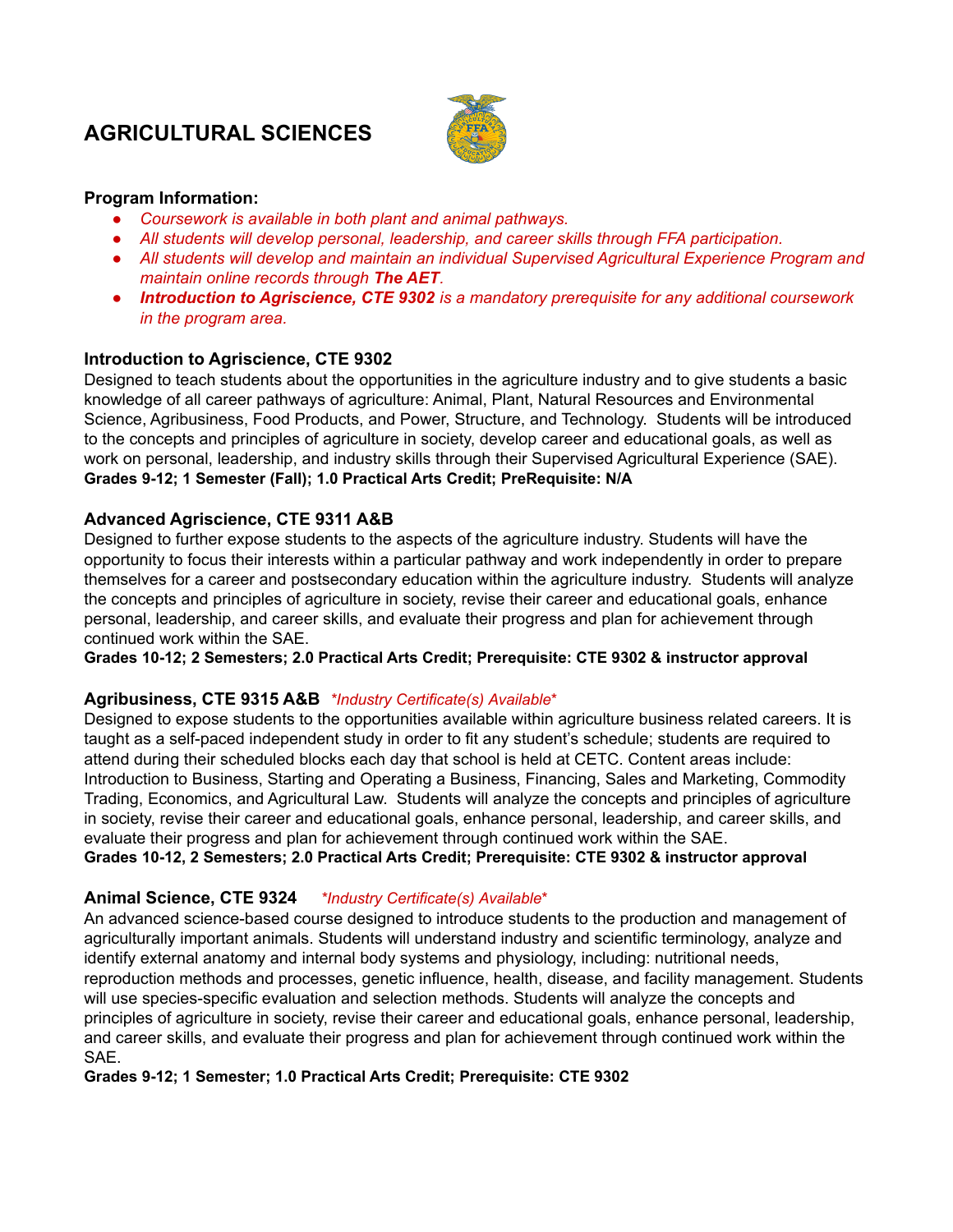# AGRICULTURAL SCIENCES

**Program Information:**

- *Coursework is available in both plant and animal pathways.*
- *All students will develop personal, leadership, and career skills through FFA participation.*
- *All students will develop and maintain an individual Supervised Agricultural Experience Program and maintain online records through **The AET**.*
- ***Introduction to Agriscience, CTE 9302** is a mandatory prerequisite for any additional coursework in the program area.*

### Introduction to Agriscience, CTE 9302

Designed to teach students about the opportunities in the agriculture industry and to give students a basic knowledge of all career pathways of agriculture: Animal, Plant, Natural Resources and Environmental Science, Agribusiness, Food Products, and Power, Structure, and Technology. Students will be introduced to the concepts and principles of agriculture in society, develop career and educational goals, as well as work on personal, leadership, and industry skills through their Supervised Agricultural Experience (SAE).

**Grades 9-12; 1 Semester (Fall); 1.0 Practical Arts Credit; PreRequisite: N/A**

### Advanced Agriscience, CTE 9311 A&B

Designed to further expose students to the aspects of the agriculture industry. Students will have the opportunity to focus their interests within a particular pathway and work independently in order to prepare themselves for a career and postsecondary education within the agriculture industry. Students will analyze the concepts and principles of agriculture in society, revise their career and educational goals, enhance personal, leadership, and career skills, and evaluate their progress and plan for achievement through continued work within the SAE.

**Grades 10-12; 2 Semesters; 2.0 Practical Arts Credit; Prerequisite: CTE 9302 & instructor approval**

### Agribusiness, CTE 9315 A&B *\*Industry Certificate(s) Available\**

Designed to expose students to the opportunities available within agriculture business related careers. It is taught as a self-paced independent study in order to fit any student's schedule; students are required to attend during their scheduled blocks each day that school is held at CETC. Content areas include: Introduction to Business, Starting and Operating a Business, Financing, Sales and Marketing, Commodity Trading, Economics, and Agricultural Law. Students will analyze the concepts and principles of agriculture in society, revise their career and educational goals, enhance personal, leadership, and career skills, and evaluate their progress and plan for achievement through continued work within the SAE.

**Grades 10-12, 2 Semesters; 2.0 Practical Arts Credit; Prerequisite: CTE 9302 & instructor approval**

### Animal Science, CTE 9324 *\*Industry Certificate(s) Available\**

An advanced science-based course designed to introduce students to the production and management of agriculturally important animals. Students will understand industry and scientific terminology, analyze and identify external anatomy and internal body systems and physiology, including: nutritional needs, reproduction methods and processes, genetic influence, health, disease, and facility management. Students will use species-specific evaluation and selection methods. Students will analyze the concepts and principles of agriculture in society, revise their career and educational goals, enhance personal, leadership, and career skills, and evaluate their progress and plan for achievement through continued work within the SAE.

**Grades 9-12; 1 Semester; 1.0 Practical Arts Credit; Prerequisite: CTE 9302**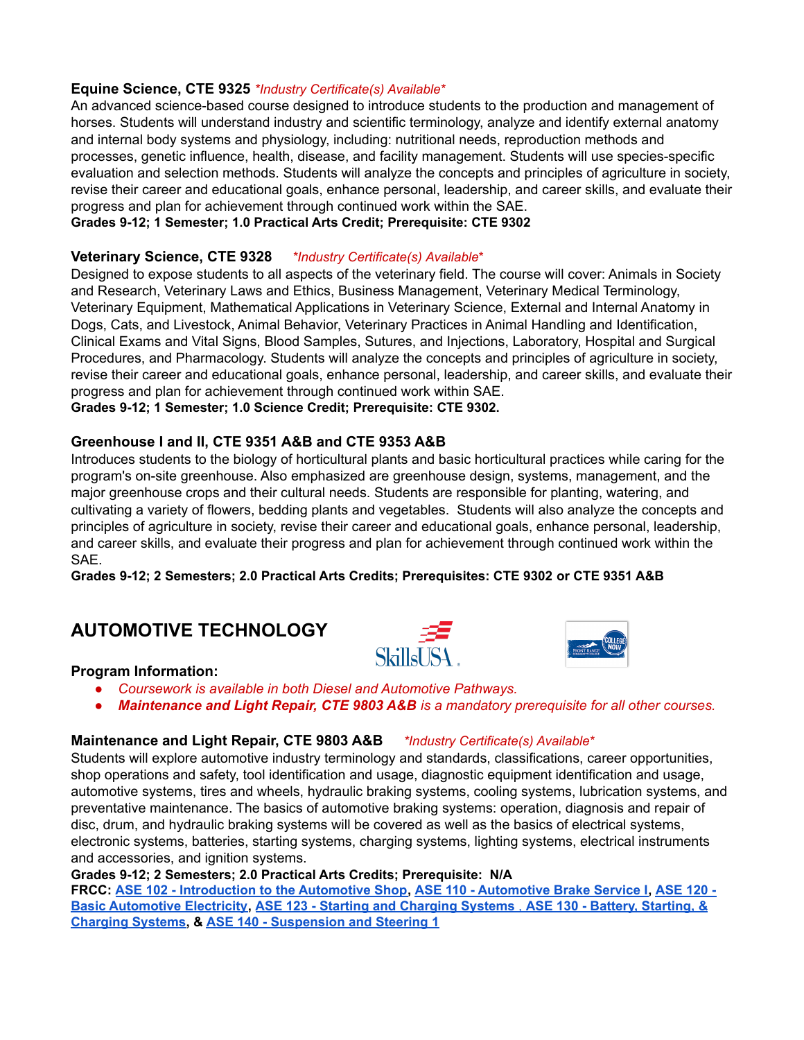### Equine Science, CTE 9325 *\*Industry Certificate(s) Available\**

An advanced science-based course designed to introduce students to the production and management of horses. Students will understand industry and scientific terminology, analyze and identify external anatomy and internal body systems and physiology, including: nutritional needs, reproduction methods and processes, genetic influence, health, disease, and facility management. Students will use species-specific evaluation and selection methods. Students will analyze the concepts and principles of agriculture in society, revise their career and educational goals, enhance personal, leadership, and career skills, and evaluate their progress and plan for achievement through continued work within the SAE.

**Grades 9-12; 1 Semester; 1.0 Practical Arts Credit; Prerequisite: CTE 9302**

### Veterinary Science, CTE 9328 *\*Industry Certificate(s) Available\**

Designed to expose students to all aspects of the veterinary field. The course will cover: Animals in Society and Research, Veterinary Laws and Ethics, Business Management, Veterinary Medical Terminology, Veterinary Equipment, Mathematical Applications in Veterinary Science, External and Internal Anatomy in Dogs, Cats, and Livestock, Animal Behavior, Veterinary Practices in Animal Handling and Identification, Clinical Exams and Vital Signs, Blood Samples, Sutures, and Injections, Laboratory, Hospital and Surgical Procedures, and Pharmacology. Students will analyze the concepts and principles of agriculture in society, revise their career and educational goals, enhance personal, leadership, and career skills, and evaluate their progress and plan for achievement through continued work within SAE.

**Grades 9-12; 1 Semester; 1.0 Science Credit; Prerequisite: CTE 9302.**

### Greenhouse I and II, CTE 9351 A&B and CTE 9353 A&B

Introduces students to the biology of horticultural plants and basic horticultural practices while caring for the program's on-site greenhouse. Also emphasized are greenhouse design, systems, management, and the major greenhouse crops and their cultural needs. Students are responsible for planting, watering, and cultivating a variety of flowers, bedding plants and vegetables. Students will also analyze the concepts and principles of agriculture in society, revise their career and educational goals, enhance personal, leadership, and career skills, and evaluate their progress and plan for achievement through continued work within the SAE.

**Grades 9-12; 2 Semesters; 2.0 Practical Arts Credits; Prerequisites: CTE 9302 or CTE 9351 A&B**

## AUTOMOTIVE TECHNOLOGY

**Program Information:**

- *Coursework is available in both Diesel and Automotive Pathways.*
- ***Maintenance and Light Repair, CTE 9803 A&B** is a mandatory prerequisite for all other courses.*

### Maintenance and Light Repair, CTE 9803 A&B *\*Industry Certificate(s) Available\**

Students will explore automotive industry terminology and standards, classifications, career opportunities, shop operations and safety, tool identification and usage, diagnostic equipment identification and usage, automotive systems, tires and wheels, hydraulic braking systems, cooling systems, lubrication systems, and preventative maintenance. The basics of automotive braking systems: operation, diagnosis and repair of disc, drum, and hydraulic braking systems will be covered as well as the basics of electrical systems, electronic systems, batteries, starting systems, charging systems, lighting systems, electrical instruments and accessories, and ignition systems.

**Grades 9-12; 2 Semesters; 2.0 Practical Arts Credits; Prerequisite: N/A**

**FRCC: ASE 102 - Introduction to the Automotive Shop, ASE 110 - Automotive Brake Service I, ASE 120 - Basic Automotive Electricity, ASE 123 - Starting and Charging Systems , ASE 130 - Battery, Starting, & Charging Systems, & ASE 140 - Suspension and Steering 1**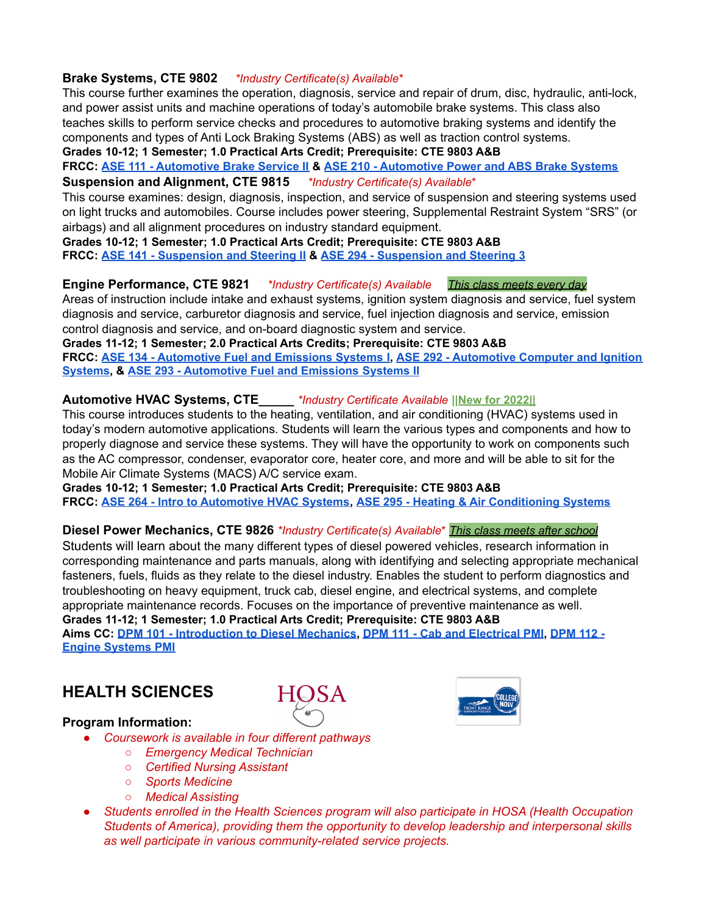**Brake Systems, CTE 9802** *\*Industry Certificate(s) Available\**

This course further examines the operation, diagnosis, service and repair of drum, disc, hydraulic, anti-lock, and power assist units and machine operations of today's automobile brake systems. This class also teaches skills to perform service checks and procedures to automotive braking systems and identify the components and types of Anti Lock Braking Systems (ABS) as well as traction control systems.

**Grades 10-12; 1 Semester; 1.0 Practical Arts Credit; Prerequisite: CTE 9803 A&B**

**FRCC: ASE 111 - Automotive Brake Service II & ASE 210 - Automotive Power and ABS Brake Systems**

**Suspension and Alignment, CTE 9815** *\*Industry Certificate(s) Available\**

This course examines: design, diagnosis, inspection, and service of suspension and steering systems used on light trucks and automobiles. Course includes power steering, Supplemental Restraint System "SRS" (or airbags) and all alignment procedures on industry standard equipment.

**Grades 10-12; 1 Semester; 1.0 Practical Arts Credit; Prerequisite: CTE 9803 A&B**

**FRCC: ASE 141 - Suspension and Steering II & ASE 294 - Suspension and Steering 3**

**Engine Performance, CTE 9821** *\*Industry Certificate(s) Available* *This class meets every day*

Areas of instruction include intake and exhaust systems, ignition system diagnosis and service, fuel system diagnosis and service, carburetor diagnosis and service, fuel injection diagnosis and service, emission control diagnosis and service, and on-board diagnostic system and service.

**Grades 11-12; 1 Semester; 2.0 Practical Arts Credits; Prerequisite: CTE 9803 A&B**

**FRCC: ASE 134 - Automotive Fuel and Emissions Systems I, ASE 292 - Automotive Computer and Ignition Systems, & ASE 293 - Automotive Fuel and Emissions Systems II**

**Automotive HVAC Systems, CTE_____** *\*Industry Certificate Available* **||New for 2022||**

This course introduces students to the heating, ventilation, and air conditioning (HVAC) systems used in today's modern automotive applications. Students will learn the various types and components and how to properly diagnose and service these systems. They will have the opportunity to work on components such as the AC compressor, condenser, evaporator core, heater core, and more and will be able to sit for the Mobile Air Climate Systems (MACS) A/C service exam.

**Grades 10-12; 1 Semester; 1.0 Practical Arts Credit; Prerequisite: CTE 9803 A&B**

**FRCC: ASE 264 - Intro to Automotive HVAC Systems, ASE 295 - Heating & Air Conditioning Systems**

**Diesel Power Mechanics, CTE 9826** *\*Industry Certificate(s) Available\** *This class meets after school*

Students will learn about the many different types of diesel powered vehicles, research information in corresponding maintenance and parts manuals, along with identifying and selecting appropriate mechanical fasteners, fuels, fluids as they relate to the diesel industry. Enables the student to perform diagnostics and troubleshooting on heavy equipment, truck cab, diesel engine, and electrical systems, and complete appropriate maintenance records. Focuses on the importance of preventive maintenance as well.

**Grades 11-12; 1 Semester; 1.0 Practical Arts Credit; Prerequisite: CTE 9803 A&B**

**Aims CC: DPM 101 - Introduction to Diesel Mechanics, DPM 111 - Cab and Electrical PMI, DPM 112 - Engine Systems PMI**

## HEALTH SCIENCES

### Program Information:

- *Coursework is available in four different pathways*
  - *Emergency Medical Technician*
  - *Certified Nursing Assistant*
  - *Sports Medicine*
  - *Medical Assisting*
- *Students enrolled in the Health Sciences program will also participate in HOSA (Health Occupation Students of America), providing them the opportunity to develop leadership and interpersonal skills as well participate in various community-related service projects.*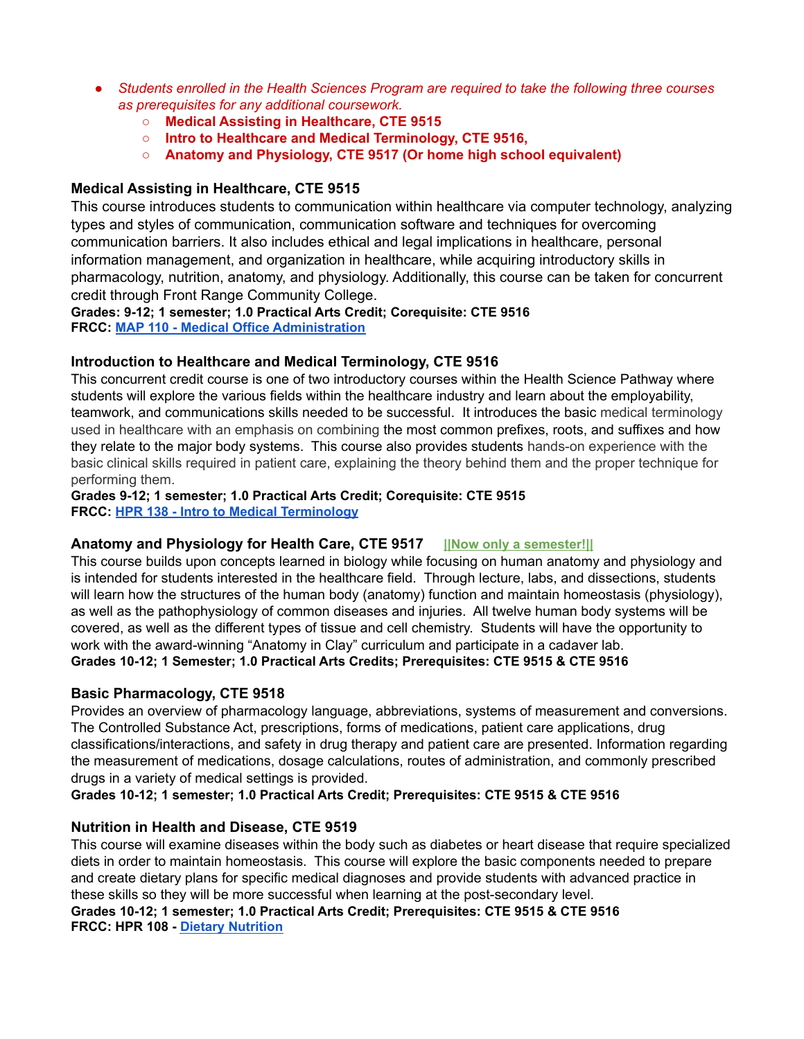- *Students enrolled in the Health Sciences Program are required to take the following three courses as prerequisites for any additional coursework.*
    - **Medical Assisting in Healthcare, CTE 9515**
    - **Intro to Healthcare and Medical Terminology, CTE 9516,**
    - **Anatomy and Physiology, CTE 9517 (Or home high school equivalent)**

### Medical Assisting in Healthcare, CTE 9515

This course introduces students to communication within healthcare via computer technology, analyzing types and styles of communication, communication software and techniques for overcoming communication barriers. It also includes ethical and legal implications in healthcare, personal information management, and organization in healthcare, while acquiring introductory skills in pharmacology, nutrition, anatomy, and physiology. Additionally, this course can be taken for concurrent credit through Front Range Community College.

**Grades: 9-12; 1 semester; 1.0 Practical Arts Credit; Corequisite: CTE 9516**
**FRCC: MAP 110 - Medical Office Administration**

### Introduction to Healthcare and Medical Terminology, CTE 9516

This concurrent credit course is one of two introductory courses within the Health Science Pathway where students will explore the various fields within the healthcare industry and learn about the employability, teamwork, and communications skills needed to be successful. It introduces the basic medical terminology used in healthcare with an emphasis on combining the most common prefixes, roots, and suffixes and how they relate to the major body systems. This course also provides students hands-on experience with the basic clinical skills required in patient care, explaining the theory behind them and the proper technique for performing them.

**Grades 9-12; 1 semester; 1.0 Practical Arts Credit; Corequisite: CTE 9515**
**FRCC: HPR 138 - Intro to Medical Terminology**

### Anatomy and Physiology for Health Care, CTE 9517 ||Now only a semester!||

This course builds upon concepts learned in biology while focusing on human anatomy and physiology and is intended for students interested in the healthcare field. Through lecture, labs, and dissections, students will learn how the structures of the human body (anatomy) function and maintain homeostasis (physiology), as well as the pathophysiology of common diseases and injuries. All twelve human body systems will be covered, as well as the different types of tissue and cell chemistry. Students will have the opportunity to work with the award-winning "Anatomy in Clay" curriculum and participate in a cadaver lab.

**Grades 10-12; 1 Semester; 1.0 Practical Arts Credits; Prerequisites: CTE 9515 & CTE 9516**

### Basic Pharmacology, CTE 9518

Provides an overview of pharmacology language, abbreviations, systems of measurement and conversions. The Controlled Substance Act, prescriptions, forms of medications, patient care applications, drug classifications/interactions, and safety in drug therapy and patient care are presented. Information regarding the measurement of medications, dosage calculations, routes of administration, and commonly prescribed drugs in a variety of medical settings is provided.

**Grades 10-12; 1 semester; 1.0 Practical Arts Credit; Prerequisites: CTE 9515 & CTE 9516**

### Nutrition in Health and Disease, CTE 9519

This course will examine diseases within the body such as diabetes or heart disease that require specialized diets in order to maintain homeostasis. This course will explore the basic components needed to prepare and create dietary plans for specific medical diagnoses and provide students with advanced practice in these skills so they will be more successful when learning at the post-secondary level.

**Grades 10-12; 1 semester; 1.0 Practical Arts Credit; Prerequisites: CTE 9515 & CTE 9516**
**FRCC: HPR 108 - Dietary Nutrition**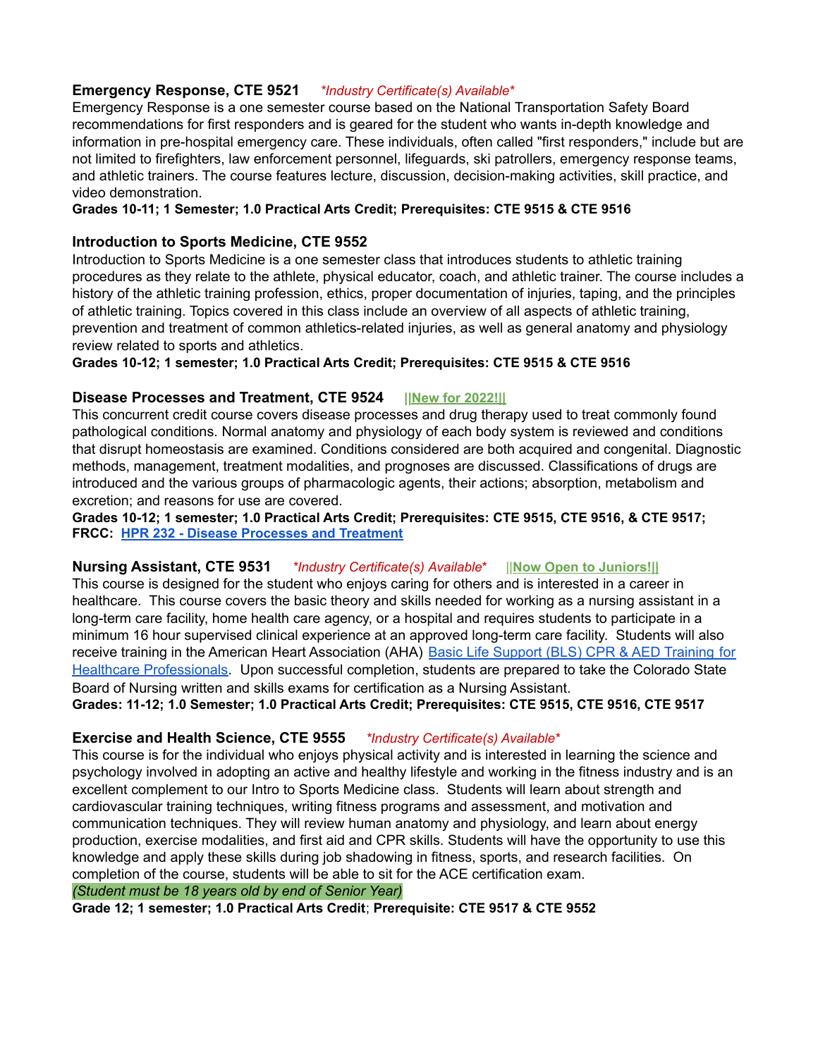### Emergency Response, CTE 9521 *\*Industry Certificate(s) Available\**

Emergency Response is a one semester course based on the National Transportation Safety Board recommendations for first responders and is geared for the student who wants in-depth knowledge and information in pre-hospital emergency care. These individuals, often called "first responders," include but are not limited to firefighters, law enforcement personnel, lifeguards, ski patrollers, emergency response teams, and athletic trainers. The course features lecture, discussion, decision-making activities, skill practice, and video demonstration.

**Grades 10-11; 1 Semester; 1.0 Practical Arts Credit; Prerequisites: CTE 9515 & CTE 9516**

### Introduction to Sports Medicine, CTE 9552

Introduction to Sports Medicine is a one semester class that introduces students to athletic training procedures as they relate to the athlete, physical educator, coach, and athletic trainer. The course includes a history of the athletic training profession, ethics, proper documentation of injuries, taping, and the principles of athletic training. Topics covered in this class include an overview of all aspects of athletic training, prevention and treatment of common athletics-related injuries, as well as general anatomy and physiology review related to sports and athletics.

**Grades 10-12; 1 semester; 1.0 Practical Arts Credit; Prerequisites: CTE 9515 & CTE 9516**

### Disease Processes and Treatment, CTE 9524 **||New for 2022!||**

This concurrent credit course covers disease processes and drug therapy used to treat commonly found pathological conditions. Normal anatomy and physiology of each body system is reviewed and conditions that disrupt homeostasis are examined. Conditions considered are both acquired and congenital. Diagnostic methods, management, treatment modalities, and prognoses are discussed. Classifications of drugs are introduced and the various groups of pharmacologic agents, their actions; absorption, metabolism and excretion; and reasons for use are covered.

**Grades 10-12; 1 semester; 1.0 Practical Arts Credit; Prerequisites: CTE 9515, CTE 9516, & CTE 9517; FRCC: HPR 232 - Disease Processes and Treatment**

### Nursing Assistant, CTE 9531 *\*Industry Certificate(s) Available\** **||Now Open to Juniors!||**

This course is designed for the student who enjoys caring for others and is interested in a career in healthcare. This course covers the basic theory and skills needed for working as a nursing assistant in a long-term care facility, home health care agency, or a hospital and requires students to participate in a minimum 16 hour supervised clinical experience at an approved long-term care facility. Students will also receive training in the American Heart Association (AHA) Basic Life Support (BLS) CPR & AED Training for Healthcare Professionals. Upon successful completion, students are prepared to take the Colorado State Board of Nursing written and skills exams for certification as a Nursing Assistant.

**Grades: 11-12; 1.0 Semester; 1.0 Practical Arts Credit; Prerequisites: CTE 9515, CTE 9516, CTE 9517**

### Exercise and Health Science, CTE 9555 *\*Industry Certificate(s) Available\**

This course is for the individual who enjoys physical activity and is interested in learning the science and psychology involved in adopting an active and healthy lifestyle and working in the fitness industry and is an excellent complement to our Intro to Sports Medicine class. Students will learn about strength and cardiovascular training techniques, writing fitness programs and assessment, and motivation and communication techniques. They will review human anatomy and physiology, and learn about energy production, exercise modalities, and first aid and CPR skills. Students will have the opportunity to use this knowledge and apply these skills during job shadowing in fitness, sports, and research facilities. On completion of the course, students will be able to sit for the ACE certification exam.

*(Student must be 18 years old by end of Senior Year)*

**Grade 12; 1 semester; 1.0 Practical Arts Credit; Prerequisite: CTE 9517 & CTE 9552**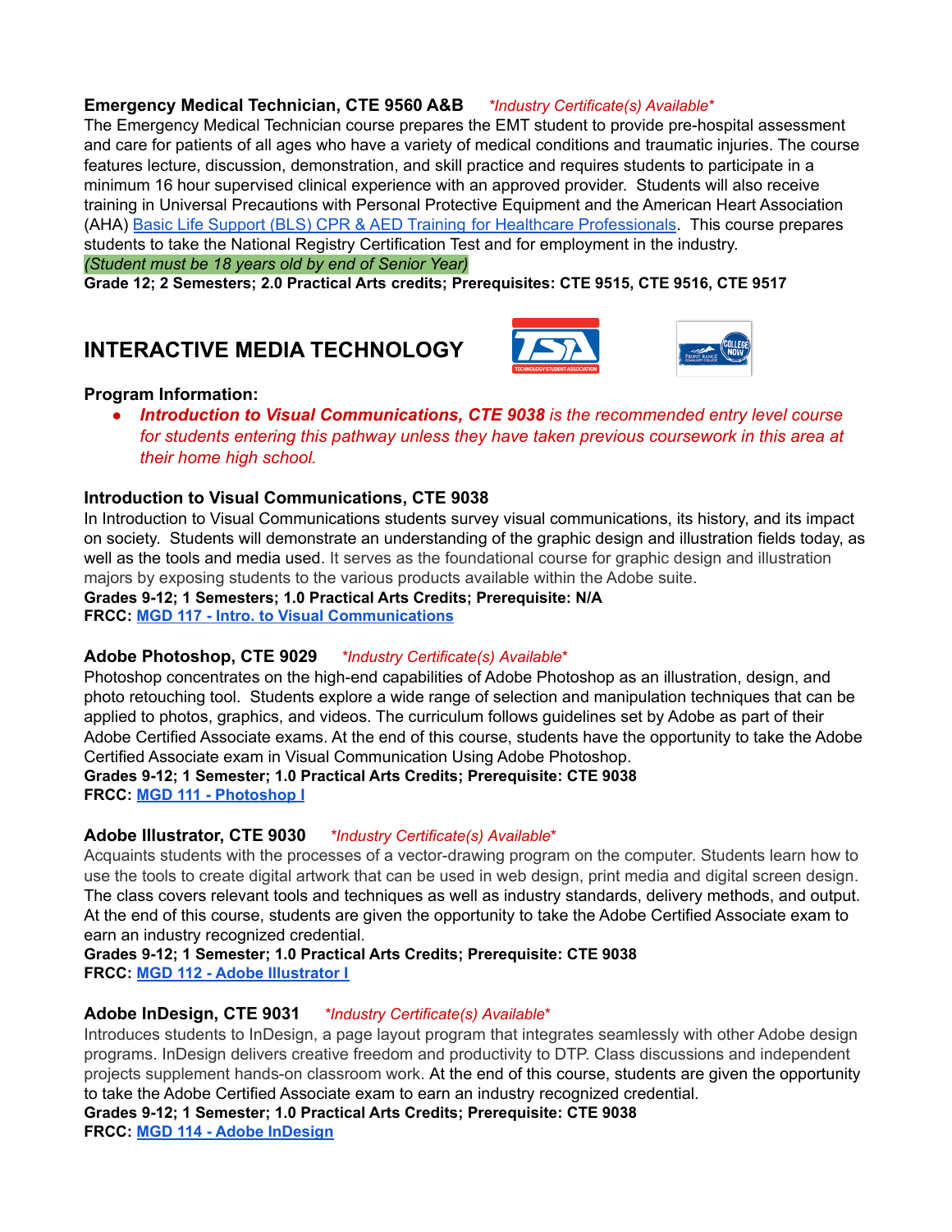### Emergency Medical Technician, CTE 9560 A&B *\*Industry Certificate(s) Available\**

The Emergency Medical Technician course prepares the EMT student to provide pre-hospital assessment and care for patients of all ages who have a variety of medical conditions and traumatic injuries. The course features lecture, discussion, demonstration, and skill practice and requires students to participate in a minimum 16 hour supervised clinical experience with an approved provider. Students will also receive training in Universal Precautions with Personal Protective Equipment and the American Heart Association (AHA) Basic Life Support (BLS) CPR & AED Training for Healthcare Professionals. This course prepares students to take the National Registry Certification Test and for employment in the industry.

*(Student must be 18 years old by end of Senior Year)*

**Grade 12; 2 Semesters; 2.0 Practical Arts credits; Prerequisites: CTE 9515, CTE 9516, CTE 9517**

## INTERACTIVE MEDIA TECHNOLOGY

**Program Information:**

- ***Introduction to Visual Communications, CTE 9038*** *is the recommended entry level course for students entering this pathway unless they have taken previous coursework in this area at their home high school.*

### Introduction to Visual Communications, CTE 9038

In Introduction to Visual Communications students survey visual communications, its history, and its impact on society. Students will demonstrate an understanding of the graphic design and illustration fields today, as well as the tools and media used. It serves as the foundational course for graphic design and illustration majors by exposing students to the various products available within the Adobe suite.

**Grades 9-12; 1 Semesters; 1.0 Practical Arts Credits; Prerequisite: N/A**
**FRCC: MGD 117 - Intro. to Visual Communications**

### Adobe Photoshop, CTE 9029 *\*Industry Certificate(s) Available\**

Photoshop concentrates on the high-end capabilities of Adobe Photoshop as an illustration, design, and photo retouching tool. Students explore a wide range of selection and manipulation techniques that can be applied to photos, graphics, and videos. The curriculum follows guidelines set by Adobe as part of their Adobe Certified Associate exams. At the end of this course, students have the opportunity to take the Adobe Certified Associate exam in Visual Communication Using Adobe Photoshop.

**Grades 9-12; 1 Semester; 1.0 Practical Arts Credits; Prerequisite: CTE 9038**
**FRCC: MGD 111 - Photoshop I**

### Adobe Illustrator, CTE 9030 *\*Industry Certificate(s) Available\**

Acquaints students with the processes of a vector-drawing program on the computer. Students learn how to use the tools to create digital artwork that can be used in web design, print media and digital screen design. The class covers relevant tools and techniques as well as industry standards, delivery methods, and output. At the end of this course, students are given the opportunity to take the Adobe Certified Associate exam to earn an industry recognized credential.

**Grades 9-12; 1 Semester; 1.0 Practical Arts Credits; Prerequisite: CTE 9038**
**FRCC: MGD 112 - Adobe Illustrator I**

### Adobe InDesign, CTE 9031 *\*Industry Certificate(s) Available\**

Introduces students to InDesign, a page layout program that integrates seamlessly with other Adobe design programs. InDesign delivers creative freedom and productivity to DTP. Class discussions and independent projects supplement hands-on classroom work. At the end of this course, students are given the opportunity to take the Adobe Certified Associate exam to earn an industry recognized credential.

**Grades 9-12; 1 Semester; 1.0 Practical Arts Credits; Prerequisite: CTE 9038**
**FRCC: MGD 114 - Adobe InDesign**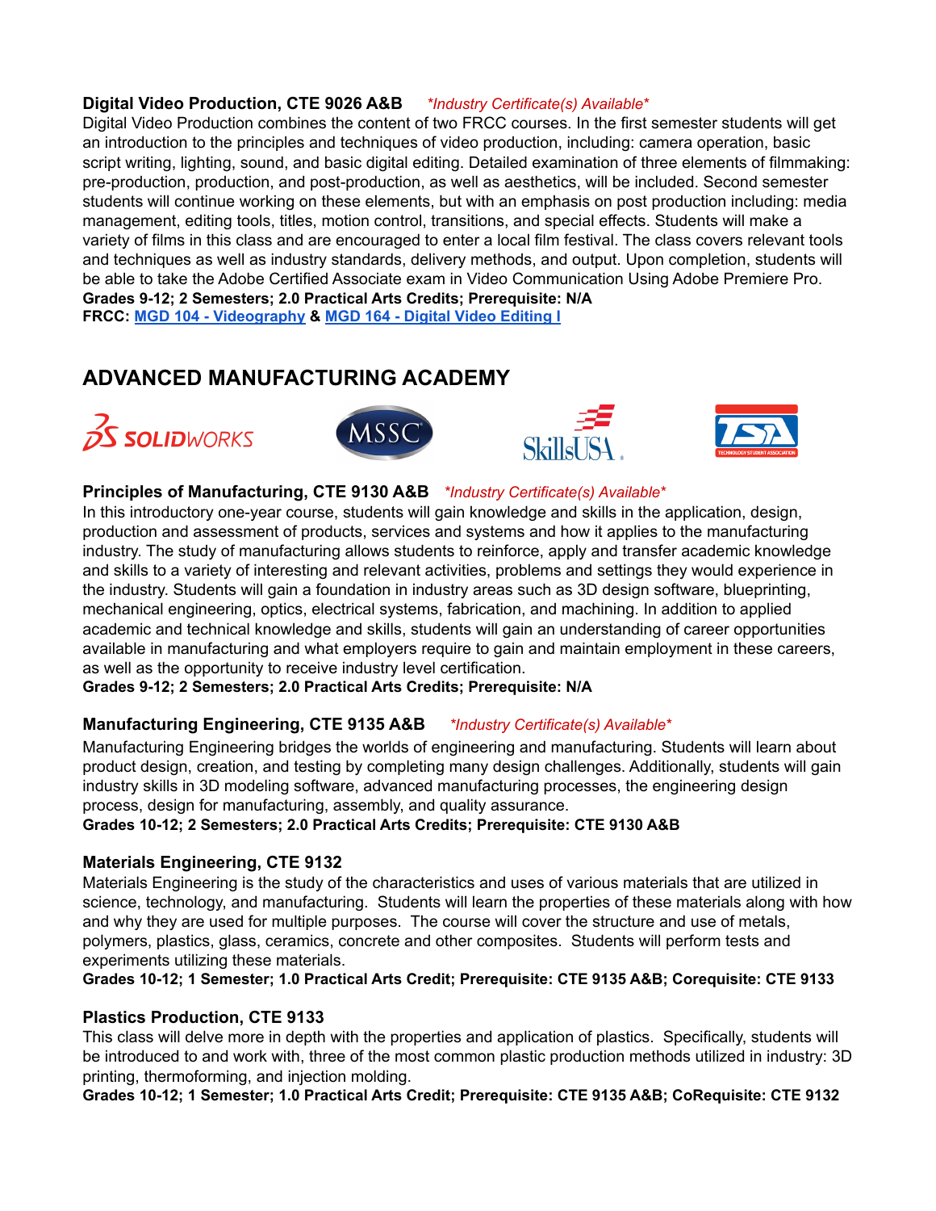### Digital Video Production, CTE 9026 A&B *\*Industry Certificate(s) Available\**

Digital Video Production combines the content of two FRCC courses. In the first semester students will get an introduction to the principles and techniques of video production, including: camera operation, basic script writing, lighting, sound, and basic digital editing. Detailed examination of three elements of filmmaking: pre-production, production, and post-production, as well as aesthetics, will be included. Second semester students will continue working on these elements, but with an emphasis on post production including: media management, editing tools, titles, motion control, transitions, and special effects. Students will make a variety of films in this class and are encouraged to enter a local film festival. The class covers relevant tools and techniques as well as industry standards, delivery methods, and output. Upon completion, students will be able to take the Adobe Certified Associate exam in Video Communication Using Adobe Premiere Pro.

**Grades 9-12; 2 Semesters; 2.0 Practical Arts Credits; Prerequisite: N/A**

**FRCC: MGD 104 - Videography & MGD 164 - Digital Video Editing I**

## ADVANCED MANUFACTURING ACADEMY

### Principles of Manufacturing, CTE 9130 A&B *\*Industry Certificate(s) Available\**

In this introductory one-year course, students will gain knowledge and skills in the application, design, production and assessment of products, services and systems and how it applies to the manufacturing industry. The study of manufacturing allows students to reinforce, apply and transfer academic knowledge and skills to a variety of interesting and relevant activities, problems and settings they would experience in the industry. Students will gain a foundation in industry areas such as 3D design software, blueprinting, mechanical engineering, optics, electrical systems, fabrication, and machining. In addition to applied academic and technical knowledge and skills, students will gain an understanding of career opportunities available in manufacturing and what employers require to gain and maintain employment in these careers, as well as the opportunity to receive industry level certification.

**Grades 9-12; 2 Semesters; 2.0 Practical Arts Credits; Prerequisite: N/A**

### Manufacturing Engineering, CTE 9135 A&B *\*Industry Certificate(s) Available\**

Manufacturing Engineering bridges the worlds of engineering and manufacturing. Students will learn about product design, creation, and testing by completing many design challenges. Additionally, students will gain industry skills in 3D modeling software, advanced manufacturing processes, the engineering design process, design for manufacturing, assembly, and quality assurance.

**Grades 10-12; 2 Semesters; 2.0 Practical Arts Credits; Prerequisite: CTE 9130 A&B**

### Materials Engineering, CTE 9132

Materials Engineering is the study of the characteristics and uses of various materials that are utilized in science, technology, and manufacturing. Students will learn the properties of these materials along with how and why they are used for multiple purposes. The course will cover the structure and use of metals, polymers, plastics, glass, ceramics, concrete and other composites. Students will perform tests and experiments utilizing these materials.

**Grades 10-12; 1 Semester; 1.0 Practical Arts Credit; Prerequisite: CTE 9135 A&B; Corequisite: CTE 9133**

### Plastics Production, CTE 9133

This class will delve more in depth with the properties and application of plastics. Specifically, students will be introduced to and work with, three of the most common plastic production methods utilized in industry: 3D printing, thermoforming, and injection molding.

**Grades 10-12; 1 Semester; 1.0 Practical Arts Credit; Prerequisite: CTE 9135 A&B; CoRequisite: CTE 9132**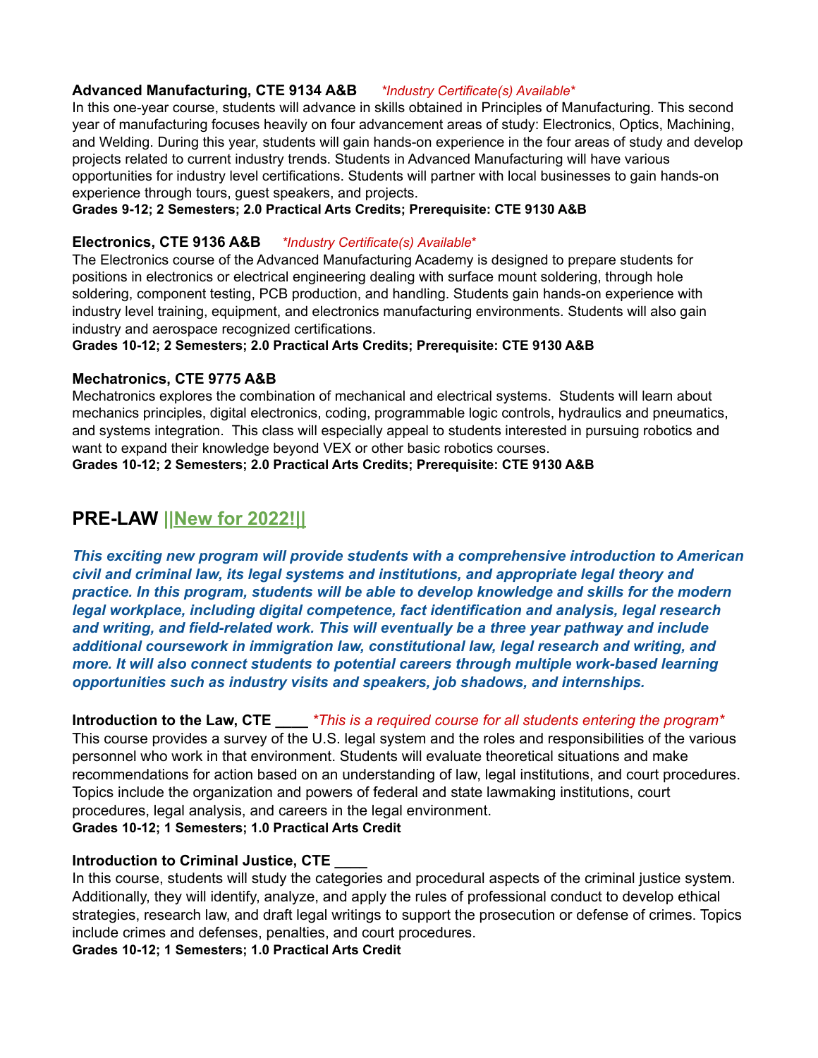**Advanced Manufacturing, CTE 9134 A&B** *\*Industry Certificate(s) Available\**

In this one-year course, students will advance in skills obtained in Principles of Manufacturing. This second year of manufacturing focuses heavily on four advancement areas of study: Electronics, Optics, Machining, and Welding. During this year, students will gain hands-on experience in the four areas of study and develop projects related to current industry trends. Students in Advanced Manufacturing will have various opportunities for industry level certifications. Students will partner with local businesses to gain hands-on experience through tours, guest speakers, and projects.

**Grades 9-12; 2 Semesters; 2.0 Practical Arts Credits; Prerequisite: CTE 9130 A&B**

**Electronics, CTE 9136 A&B** *\*Industry Certificate(s) Available\**

The Electronics course of the Advanced Manufacturing Academy is designed to prepare students for positions in electronics or electrical engineering dealing with surface mount soldering, through hole soldering, component testing, PCB production, and handling. Students gain hands-on experience with industry level training, equipment, and electronics manufacturing environments. Students will also gain industry and aerospace recognized certifications.

**Grades 10-12; 2 Semesters; 2.0 Practical Arts Credits; Prerequisite: CTE 9130 A&B**

**Mechatronics, CTE 9775 A&B**

Mechatronics explores the combination of mechanical and electrical systems. Students will learn about mechanics principles, digital electronics, coding, programmable logic controls, hydraulics and pneumatics, and systems integration. This class will especially appeal to students interested in pursuing robotics and want to expand their knowledge beyond VEX or other basic robotics courses.

**Grades 10-12; 2 Semesters; 2.0 Practical Arts Credits; Prerequisite: CTE 9130 A&B**

## PRE-LAW ||New for 2022!||

***This exciting new program will provide students with a comprehensive introduction to American civil and criminal law, its legal systems and institutions, and appropriate legal theory and practice. In this program, students will be able to develop knowledge and skills for the modern legal workplace, including digital competence, fact identification and analysis, legal research and writing, and field-related work. This will eventually be a three year pathway and include additional coursework in immigration law, constitutional law, legal research and writing, and more. It will also connect students to potential careers through multiple work-based learning opportunities such as industry visits and speakers, job shadows, and internships.***

**Introduction to the Law, CTE ____** *\*This is a required course for all students entering the program\**

This course provides a survey of the U.S. legal system and the roles and responsibilities of the various personnel who work in that environment. Students will evaluate theoretical situations and make recommendations for action based on an understanding of law, legal institutions, and court procedures. Topics include the organization and powers of federal and state lawmaking institutions, court procedures, legal analysis, and careers in the legal environment.

**Grades 10-12; 1 Semesters; 1.0 Practical Arts Credit**

**Introduction to Criminal Justice, CTE ____**

In this course, students will study the categories and procedural aspects of the criminal justice system. Additionally, they will identify, analyze, and apply the rules of professional conduct to develop ethical strategies, research law, and draft legal writings to support the prosecution or defense of crimes. Topics include crimes and defenses, penalties, and court procedures.

**Grades 10-12; 1 Semesters; 1.0 Practical Arts Credit**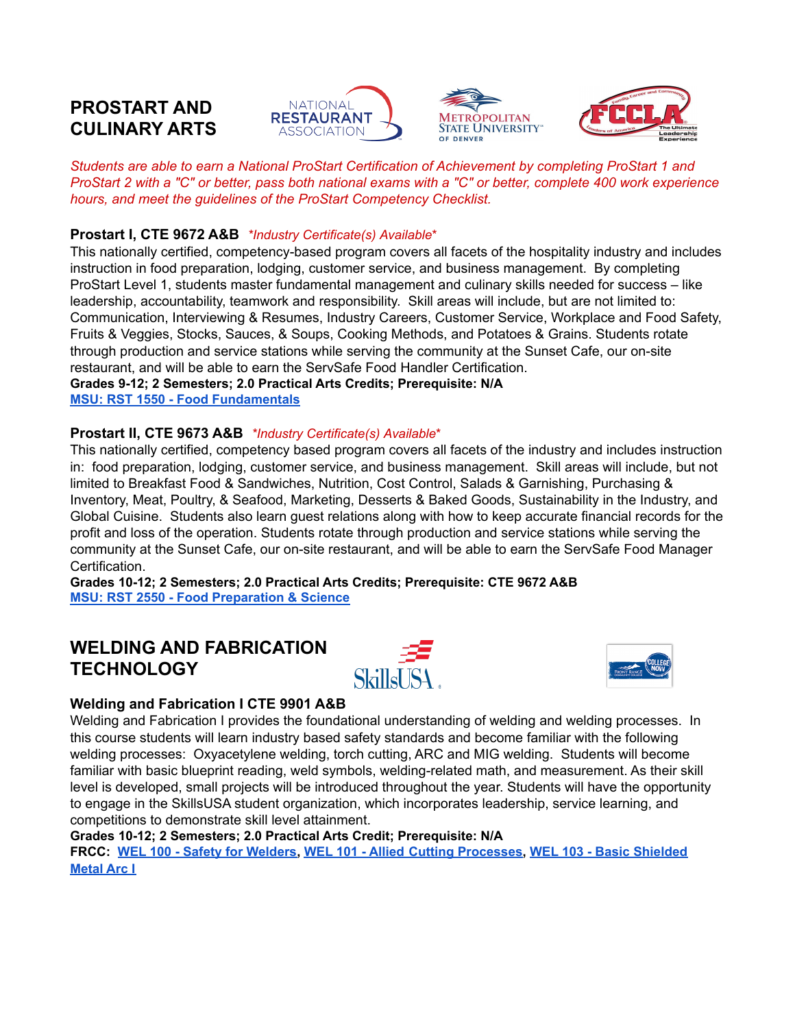## PROSTART AND CULINARY ARTS

*Students are able to earn a National ProStart Certification of Achievement by completing ProStart 1 and ProStart 2 with a "C" or better, pass both national exams with a "C" or better, complete 400 work experience hours, and meet the guidelines of the ProStart Competency Checklist.*

### Prostart I, CTE 9672 A&B *\*Industry Certificate(s) Available\**

This nationally certified, competency-based program covers all facets of the hospitality industry and includes instruction in food preparation, lodging, customer service, and business management. By completing ProStart Level 1, students master fundamental management and culinary skills needed for success – like leadership, accountability, teamwork and responsibility. Skill areas will include, but are not limited to: Communication, Interviewing & Resumes, Industry Careers, Customer Service, Workplace and Food Safety, Fruits & Veggies, Stocks, Sauces, & Soups, Cooking Methods, and Potatoes & Grains. Students rotate through production and service stations while serving the community at the Sunset Cafe, our on-site restaurant, and will be able to earn the ServSafe Food Handler Certification.

**Grades 9-12; 2 Semesters; 2.0 Practical Arts Credits; Prerequisite: N/A**

**MSU: RST 1550 - Food Fundamentals**

### Prostart II, CTE 9673 A&B *\*Industry Certificate(s) Available\**

This nationally certified, competency based program covers all facets of the industry and includes instruction in: food preparation, lodging, customer service, and business management. Skill areas will include, but not limited to Breakfast Food & Sandwiches, Nutrition, Cost Control, Salads & Garnishing, Purchasing & Inventory, Meat, Poultry, & Seafood, Marketing, Desserts & Baked Goods, Sustainability in the Industry, and Global Cuisine. Students also learn guest relations along with how to keep accurate financial records for the profit and loss of the operation. Students rotate through production and service stations while serving the community at the Sunset Cafe, our on-site restaurant, and will be able to earn the ServSafe Food Manager Certification.

**Grades 10-12; 2 Semesters; 2.0 Practical Arts Credits; Prerequisite: CTE 9672 A&B**

**MSU: RST 2550 - Food Preparation & Science**

## WELDING AND FABRICATION TECHNOLOGY

### Welding and Fabrication I CTE 9901 A&B

Welding and Fabrication I provides the foundational understanding of welding and welding processes. In this course students will learn industry based safety standards and become familiar with the following welding processes: Oxyacetylene welding, torch cutting, ARC and MIG welding. Students will become familiar with basic blueprint reading, weld symbols, welding-related math, and measurement. As their skill level is developed, small projects will be introduced throughout the year. Students will have the opportunity to engage in the SkillsUSA student organization, which incorporates leadership, service learning, and competitions to demonstrate skill level attainment.

**Grades 10-12; 2 Semesters; 2.0 Practical Arts Credit; Prerequisite: N/A**

**FRCC: WEL 100 - Safety for Welders, WEL 101 - Allied Cutting Processes, WEL 103 - Basic Shielded Metal Arc I**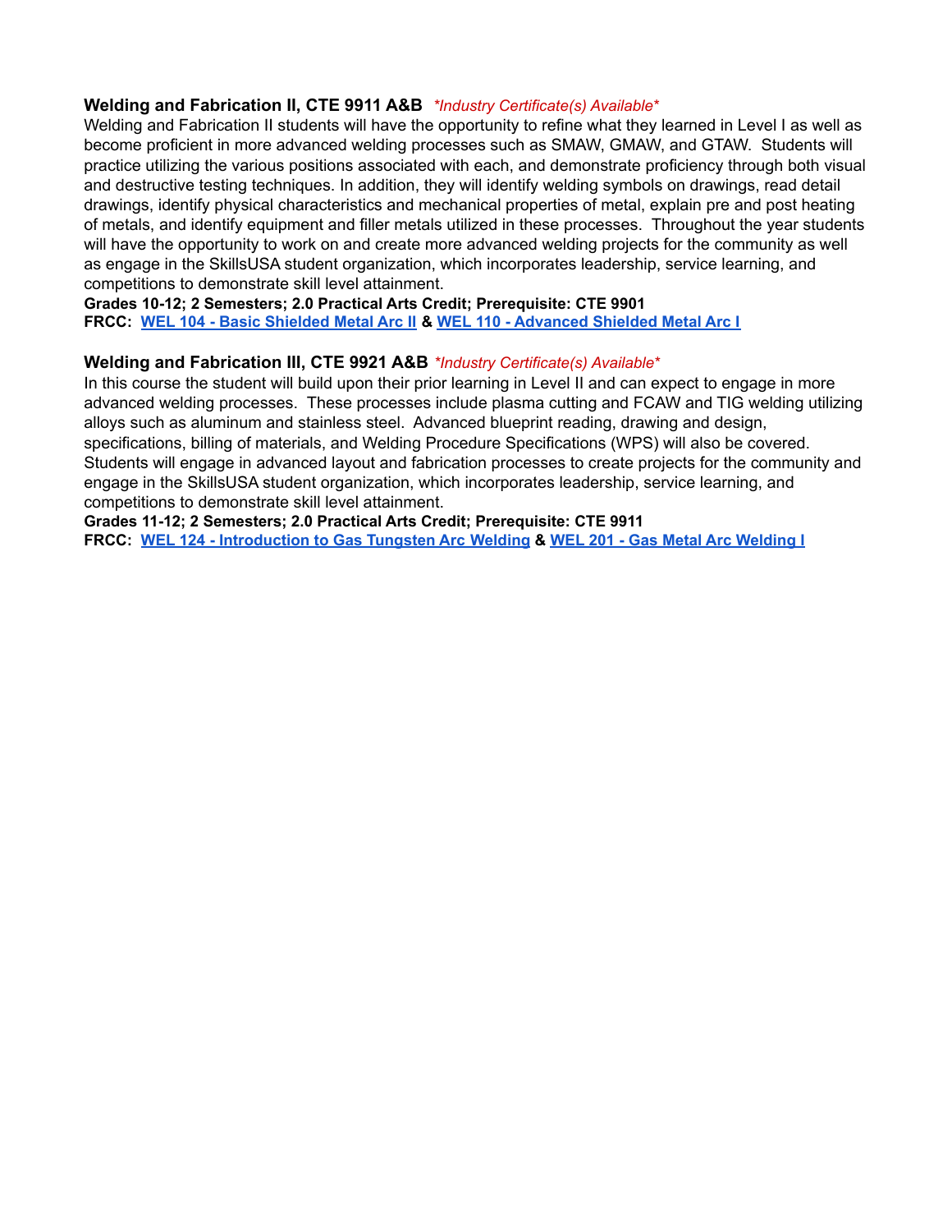**Welding and Fabrication II, CTE 9911 A&B** *\*Industry Certificate(s) Available\**

Welding and Fabrication II students will have the opportunity to refine what they learned in Level I as well as become proficient in more advanced welding processes such as SMAW, GMAW, and GTAW. Students will practice utilizing the various positions associated with each, and demonstrate proficiency through both visual and destructive testing techniques. In addition, they will identify welding symbols on drawings, read detail drawings, identify physical characteristics and mechanical properties of metal, explain pre and post heating of metals, and identify equipment and filler metals utilized in these processes. Throughout the year students will have the opportunity to work on and create more advanced welding projects for the community as well as engage in the SkillsUSA student organization, which incorporates leadership, service learning, and competitions to demonstrate skill level attainment.

**Grades 10-12; 2 Semesters; 2.0 Practical Arts Credit; Prerequisite: CTE 9901**

**FRCC: WEL 104 - Basic Shielded Metal Arc II & WEL 110 - Advanced Shielded Metal Arc I**

**Welding and Fabrication III, CTE 9921 A&B** *\*Industry Certificate(s) Available\**

In this course the student will build upon their prior learning in Level II and can expect to engage in more advanced welding processes. These processes include plasma cutting and FCAW and TIG welding utilizing alloys such as aluminum and stainless steel. Advanced blueprint reading, drawing and design, specifications, billing of materials, and Welding Procedure Specifications (WPS) will also be covered. Students will engage in advanced layout and fabrication processes to create projects for the community and engage in the SkillsUSA student organization, which incorporates leadership, service learning, and competitions to demonstrate skill level attainment.

**Grades 11-12; 2 Semesters; 2.0 Practical Arts Credit; Prerequisite: CTE 9911**

**FRCC: WEL 124 - Introduction to Gas Tungsten Arc Welding & WEL 201 - Gas Metal Arc Welding I**